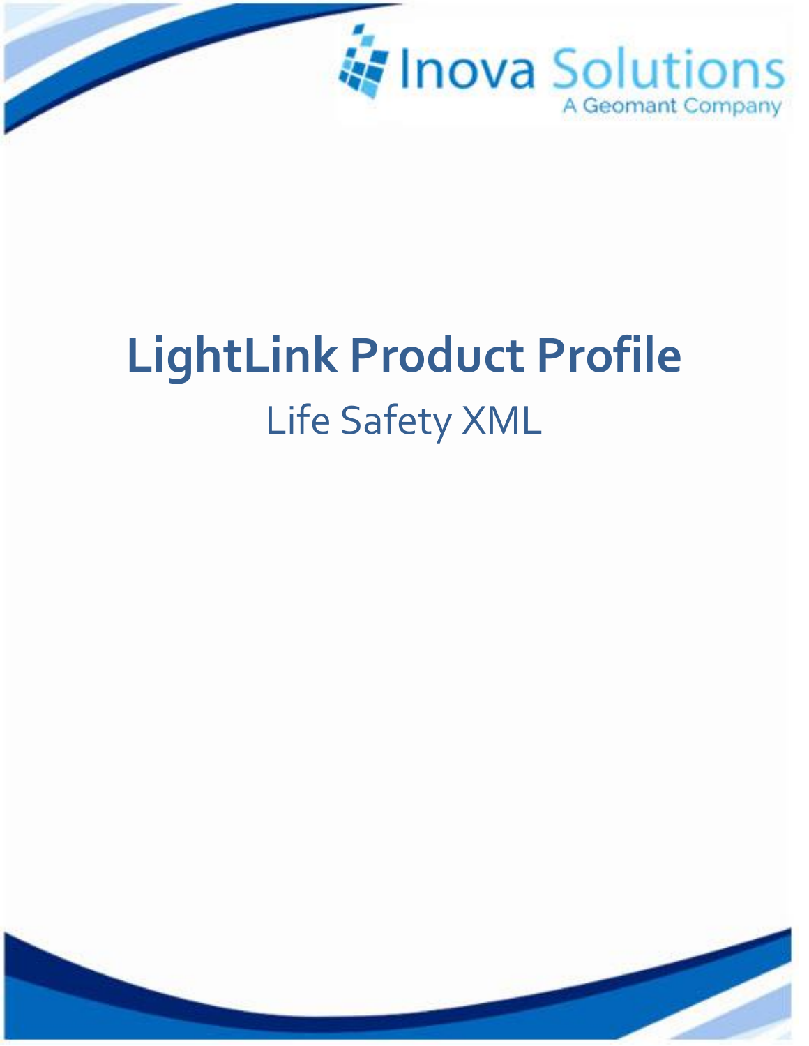Inova Solutions

A Geomant Company

# LightLink Product Profile

## Life Safety XML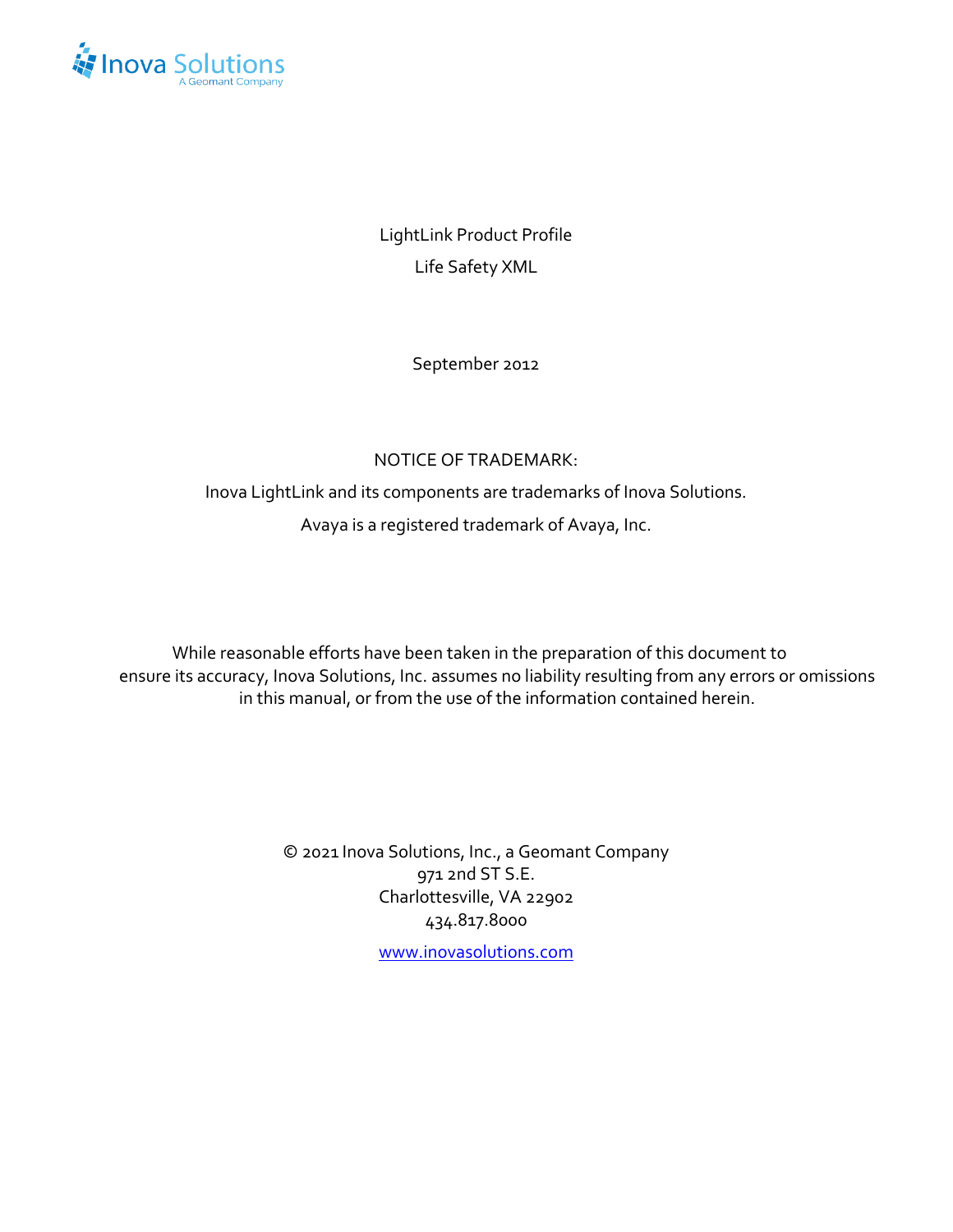LightLink Product Profile

Life Safety XML

September 2012

NOTICE OF TRADEMARK:

Inova LightLink and its components are trademarks of Inova Solutions.

Avaya is a registered trademark of Avaya, Inc.

While reasonable efforts have been taken in the preparation of this document to ensure its accuracy, Inova Solutions, Inc. assumes no liability resulting from any errors or omissions in this manual, or from the use of the information contained herein.

© 2021 Inova Solutions, Inc., a Geomant Company
971 2nd ST S.E.
Charlottesville, VA 22902
434.817.8000

www.inovasolutions.com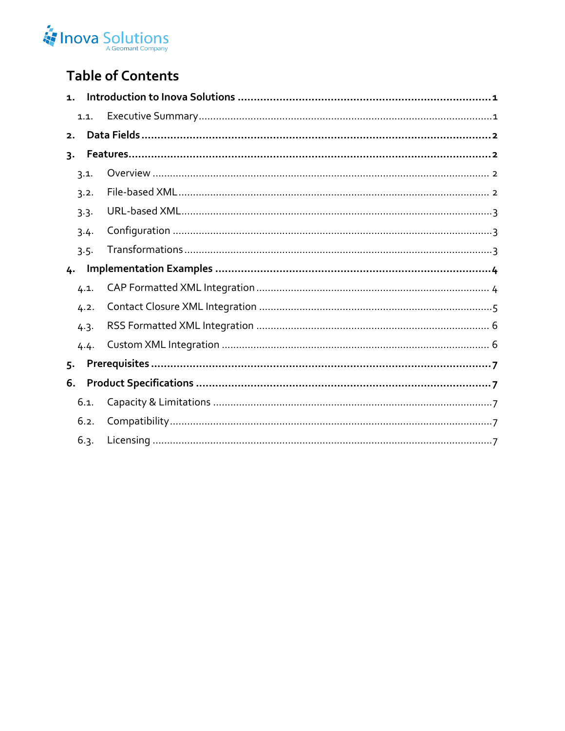# Table of Contents

**1. Introduction to Inova Solutions** .......... **1**

  1.1. Executive Summary .......... 1

**2. Data Fields** .......... **2**

**3. Features** .......... **2**

  3.1. Overview .......... 2

  3.2. File-based XML .......... 2

  3.3. URL-based XML .......... 3

  3.4. Configuration .......... 3

  3.5. Transformations .......... 3

**4. Implementation Examples** .......... **4**

  4.1. CAP Formatted XML Integration .......... 4

  4.2. Contact Closure XML Integration .......... 5

  4.3. RSS Formatted XML Integration .......... 6

  4.4. Custom XML Integration .......... 6

**5. Prerequisites** .......... **7**

**6. Product Specifications** .......... **7**

  6.1. Capacity & Limitations .......... 7

  6.2. Compatibility .......... 7

  6.3. Licensing .......... 7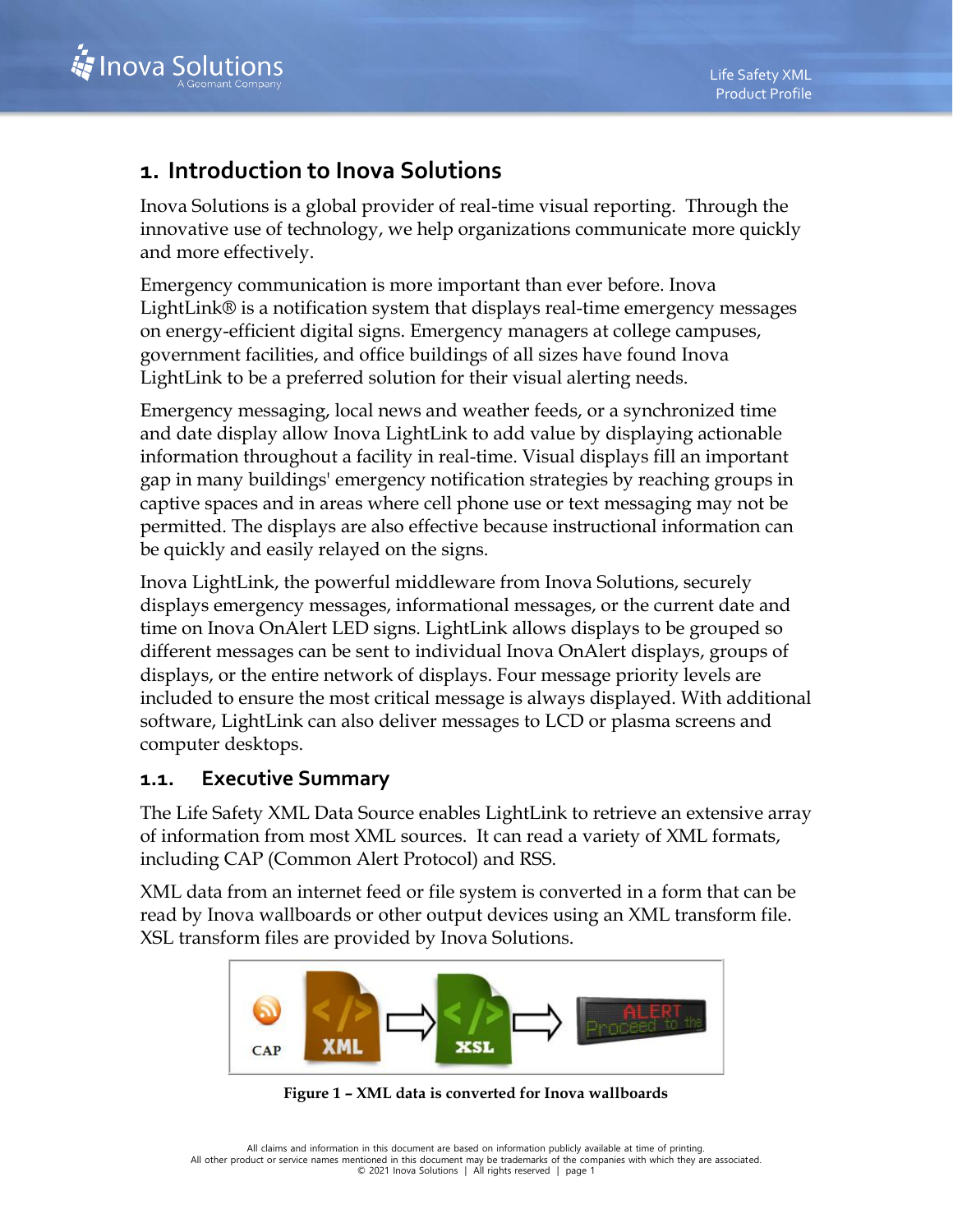# 1. Introduction to Inova Solutions

Inova Solutions is a global provider of real-time visual reporting. Through the innovative use of technology, we help organizations communicate more quickly and more effectively.

Emergency communication is more important than ever before. Inova LightLink® is a notification system that displays real-time emergency messages on energy-efficient digital signs. Emergency managers at college campuses, government facilities, and office buildings of all sizes have found Inova LightLink to be a preferred solution for their visual alerting needs.

Emergency messaging, local news and weather feeds, or a synchronized time and date display allow Inova LightLink to add value by displaying actionable information throughout a facility in real-time. Visual displays fill an important gap in many buildings' emergency notification strategies by reaching groups in captive spaces and in areas where cell phone use or text messaging may not be permitted. The displays are also effective because instructional information can be quickly and easily relayed on the signs.

Inova LightLink, the powerful middleware from Inova Solutions, securely displays emergency messages, informational messages, or the current date and time on Inova OnAlert LED signs. LightLink allows displays to be grouped so different messages can be sent to individual Inova OnAlert displays, groups of displays, or the entire network of displays. Four message priority levels are included to ensure the most critical message is always displayed. With additional software, LightLink can also deliver messages to LCD or plasma screens and computer desktops.

## 1.1. Executive Summary

The Life Safety XML Data Source enables LightLink to retrieve an extensive array of information from most XML sources. It can read a variety of XML formats, including CAP (Common Alert Protocol) and RSS.

XML data from an internet feed or file system is converted in a form that can be read by Inova wallboards or other output devices using an XML transform file. XSL transform files are provided by Inova Solutions.

**Figure 1 – XML data is converted for Inova wallboards**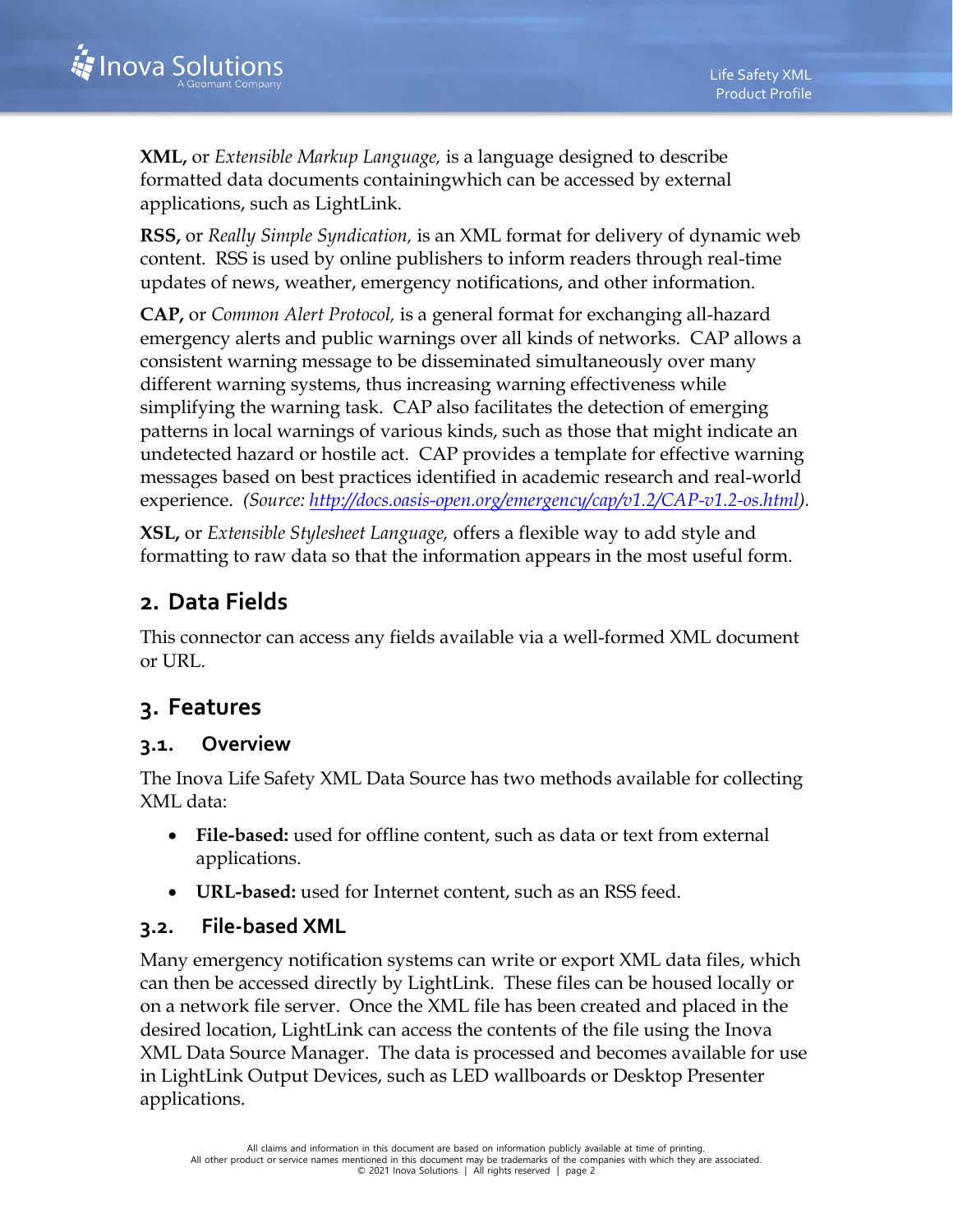**XML,** or *Extensible Markup Language,* is a language designed to describe formatted data documents containingwhich can be accessed by external applications, such as LightLink.

**RSS,** or *Really Simple Syndication,* is an XML format for delivery of dynamic web content. RSS is used by online publishers to inform readers through real-time updates of news, weather, emergency notifications, and other information.

**CAP,** or *Common Alert Protocol,* is a general format for exchanging all-hazard emergency alerts and public warnings over all kinds of networks. CAP allows a consistent warning message to be disseminated simultaneously over many different warning systems, thus increasing warning effectiveness while simplifying the warning task. CAP also facilitates the detection of emerging patterns in local warnings of various kinds, such as those that might indicate an undetected hazard or hostile act. CAP provides a template for effective warning messages based on best practices identified in academic research and real-world experience. *(Source: [http://docs.oasis-open.org/emergency/cap/v1.2/CAP-v1.2-os.html](http://docs.oasis-open.org/emergency/cap/v1.2/CAP-v1.2-os.html)).*

**XSL,** or *Extensible Stylesheet Language,* offers a flexible way to add style and formatting to raw data so that the information appears in the most useful form.

## 2. Data Fields

This connector can access any fields available via a well-formed XML document or URL.

## 3. Features

### 3.1. Overview

The Inova Life Safety XML Data Source has two methods available for collecting XML data:

- **File-based:** used for offline content, such as data or text from external applications.
- **URL-based:** used for Internet content, such as an RSS feed.

### 3.2. File-based XML

Many emergency notification systems can write or export XML data files, which can then be accessed directly by LightLink. These files can be housed locally or on a network file server. Once the XML file has been created and placed in the desired location, LightLink can access the contents of the file using the Inova XML Data Source Manager. The data is processed and becomes available for use in LightLink Output Devices, such as LED wallboards or Desktop Presenter applications.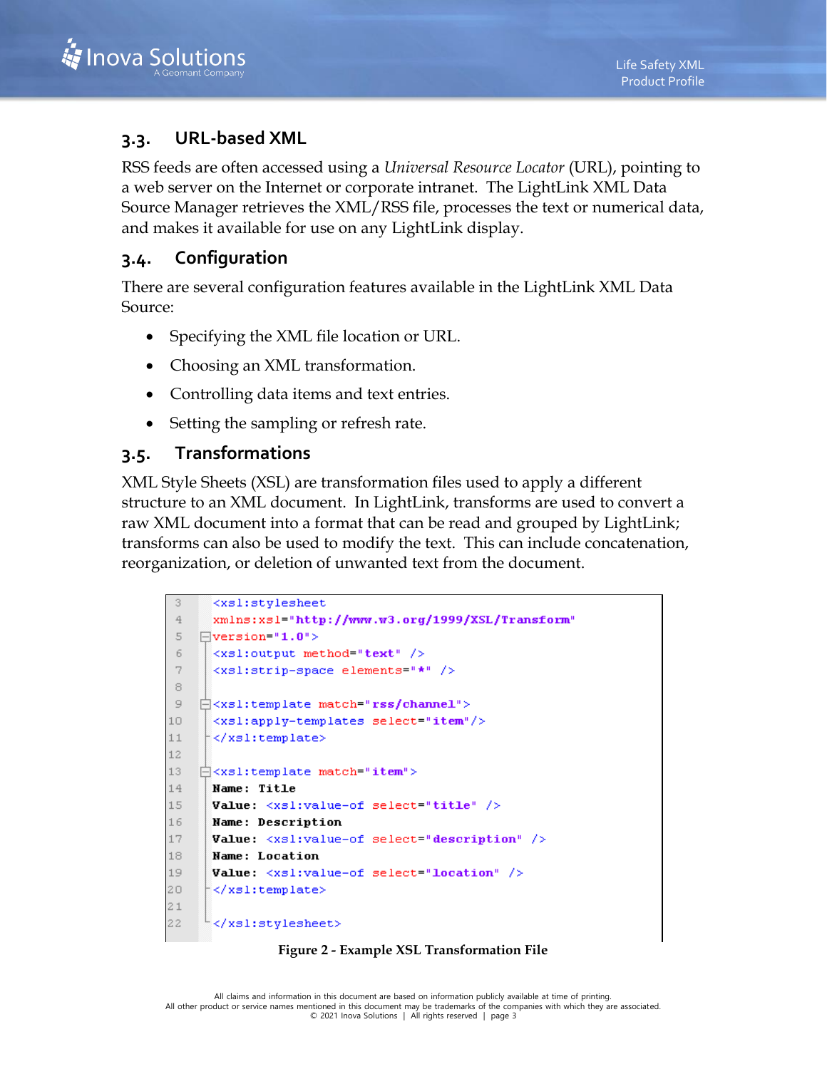## 3.3. URL-based XML

RSS feeds are often accessed using a *Universal Resource Locator* (URL), pointing to a web server on the Internet or corporate intranet. The LightLink XML Data Source Manager retrieves the XML/RSS file, processes the text or numerical data, and makes it available for use on any LightLink display.

## 3.4. Configuration

There are several configuration features available in the LightLink XML Data Source:

- Specifying the XML file location or URL.
- Choosing an XML transformation.
- Controlling data items and text entries.
- Setting the sampling or refresh rate.

## 3.5. Transformations

XML Style Sheets (XSL) are transformation files used to apply a different structure to an XML document. In LightLink, transforms are used to convert a raw XML document into a format that can be read and grouped by LightLink; transforms can also be used to modify the text. This can include concatenation, reorganization, or deletion of unwanted text from the document.

```
3   <xsl:stylesheet
4   xmlns:xsl="http://www.w3.org/1999/XSL/Transform"
5   version="1.0">
6   <xsl:output method="text" />
7   <xsl:strip-space elements="*" />
8
9   <xsl:template match="rss/channel">
10  <xsl:apply-templates select="item"/>
11  </xsl:template>
12
13  <xsl:template match="item">
14  Name: Title
15  Value: <xsl:value-of select="title" />
16  Name: Description
17  Value: <xsl:value-of select="description" />
18  Name: Location
19  Value: <xsl:value-of select="location" />
20  </xsl:template>
21
22  </xsl:stylesheet>
```

**Figure 2 - Example XSL Transformation File**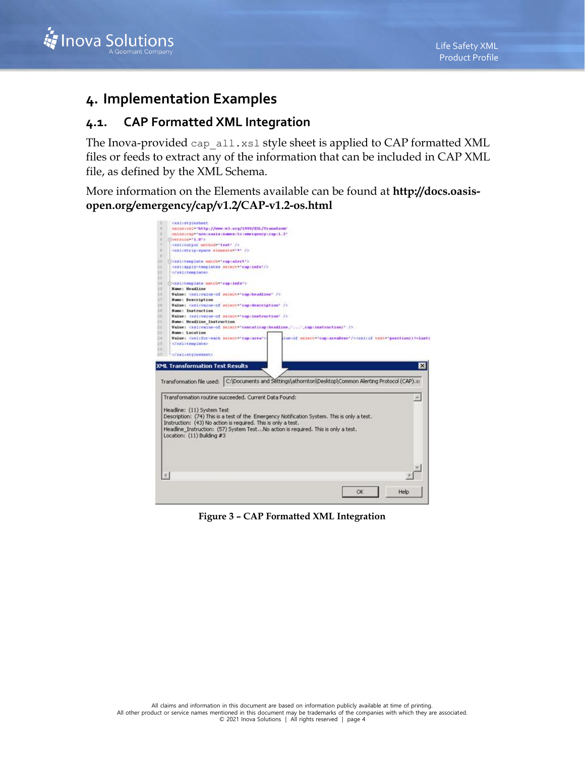# 4. Implementation Examples

## 4.1. CAP Formatted XML Integration

The Inova-provided `cap_all.xsl` style sheet is applied to CAP formatted XML files or feeds to extract any of the information that can be included in CAP XML file, as defined by the XML Schema.

More information on the Elements available can be found at **http://docs.oasis-open.org/emergency/cap/v1.2/CAP-v1.2-os.html**

**Figure 3 – CAP Formatted XML Integration**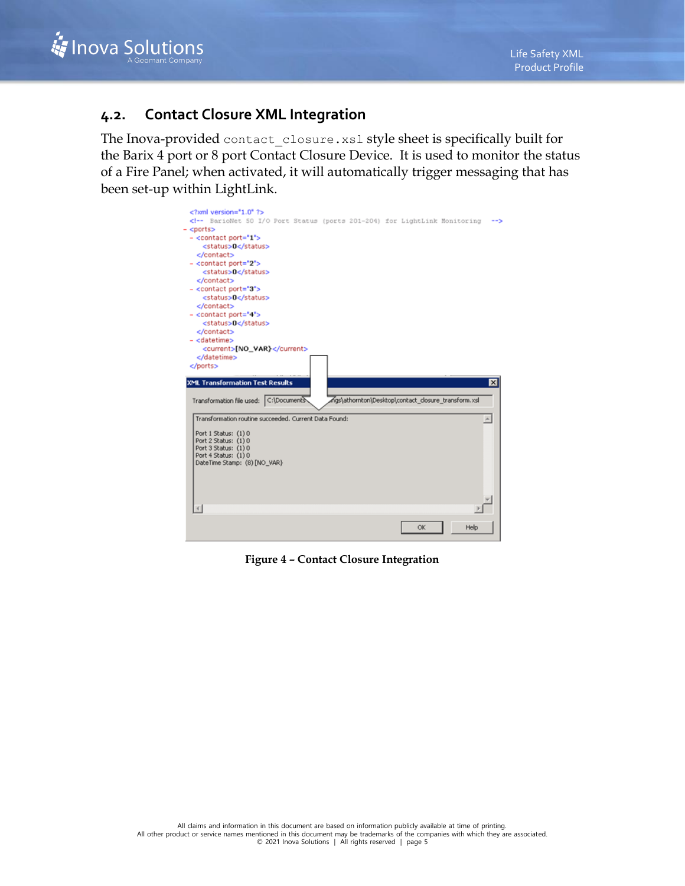## 4.2. Contact Closure XML Integration

The Inova-provided `contact_closure.xsl` style sheet is specifically built for the Barix 4 port or 8 port Contact Closure Device. It is used to monitor the status of a Fire Panel; when activated, it will automatically trigger messaging that has been set-up within LightLink.

```
<?xml version="1.0" ?>
<!-- BarioNet 50 I/O Port Status (ports 201-204) for LightLink Monitoring -->
- <ports>
  - <contact port="1">
      <status>0</status>
    </contact>
  - <contact port="2">
      <status>0</status>
    </contact>
  - <contact port="3">
      <status>0</status>
    </contact>
  - <contact port="4">
      <status>0</status>
    </contact>
  - <datetime>
      <current>[NO_VAR]</current>
    </datetime>
  </ports>
```

```
XML Transformation Test Results

Transformation file used: C:\Documents...ngs\athornton\Desktop\contact_closure_transform.xsl

Transformation routine succeeded. Current Data Found:

Port 1 Status: (1) 0
Port 2 Status: (1) 0
Port 3 Status: (1) 0
Port 4 Status: (1) 0
DateTime Stamp: (8) [NO_VAR]

OK    Help
```

**Figure 4 – Contact Closure Integration**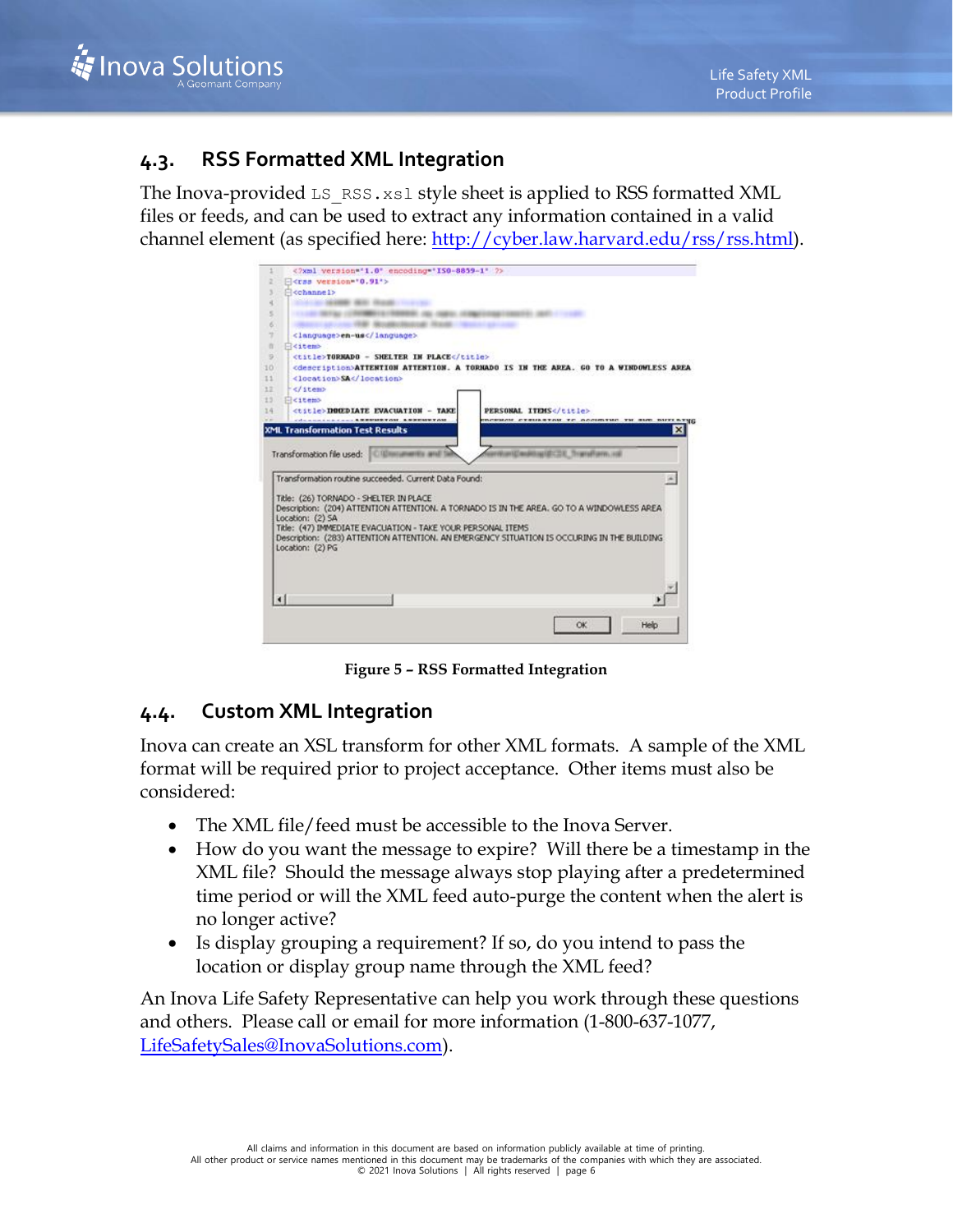## 4.3. RSS Formatted XML Integration

The Inova-provided `LS_RSS.xsl` style sheet is applied to RSS formatted XML files or feeds, and can be used to extract any information contained in a valid channel element (as specified here: [http://cyber.law.harvard.edu/rss/rss.html](http://cyber.law.harvard.edu/rss/rss.html)).

**Figure 5 – RSS Formatted Integration**

## 4.4. Custom XML Integration

Inova can create an XSL transform for other XML formats. A sample of the XML format will be required prior to project acceptance. Other items must also be considered:

- The XML file/feed must be accessible to the Inova Server.
- How do you want the message to expire? Will there be a timestamp in the XML file? Should the message always stop playing after a predetermined time period or will the XML feed auto-purge the content when the alert is no longer active?
- Is display grouping a requirement? If so, do you intend to pass the location or display group name through the XML feed?

An Inova Life Safety Representative can help you work through these questions and others. Please call or email for more information (1-800-637-1077, [LifeSafetySales@InovaSolutions.com](mailto:LifeSafetySales@InovaSolutions.com)).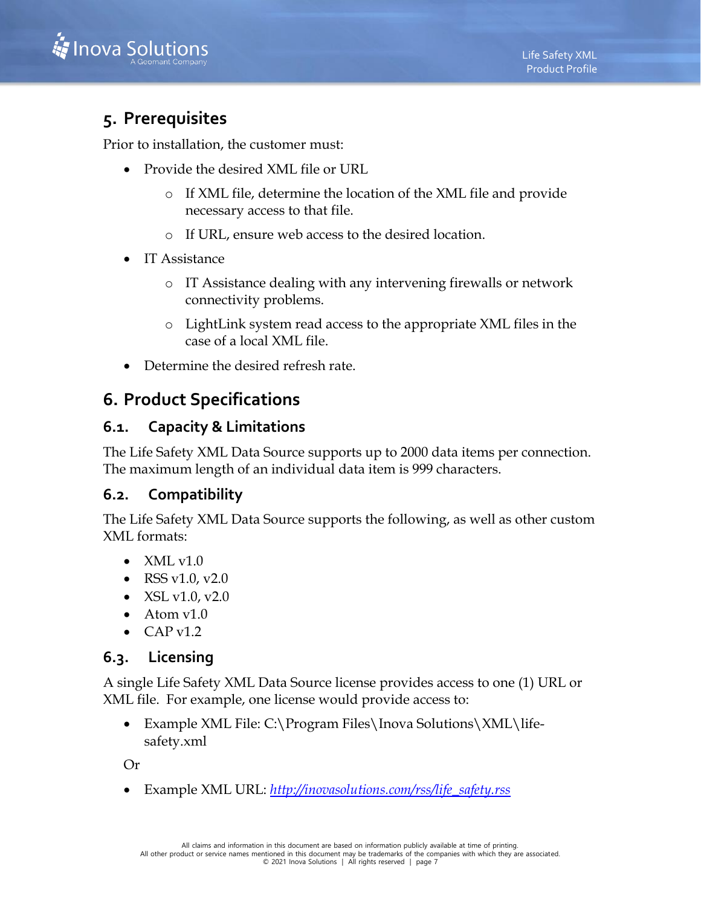## 5. Prerequisites

Prior to installation, the customer must:

- Provide the desired XML file or URL
  - If XML file, determine the location of the XML file and provide necessary access to that file.
  - If URL, ensure web access to the desired location.
- IT Assistance
  - IT Assistance dealing with any intervening firewalls or network connectivity problems.
  - LightLink system read access to the appropriate XML files in the case of a local XML file.
- Determine the desired refresh rate.

## 6. Product Specifications

### 6.1. Capacity & Limitations

The Life Safety XML Data Source supports up to 2000 data items per connection. The maximum length of an individual data item is 999 characters.

### 6.2. Compatibility

The Life Safety XML Data Source supports the following, as well as other custom XML formats:

- XML v1.0
- RSS v1.0, v2.0
- XSL v1.0, v2.0
- Atom v1.0
- CAP v1.2

### 6.3. Licensing

A single Life Safety XML Data Source license provides access to one (1) URL or XML file. For example, one license would provide access to:

- Example XML File: C:\Program Files\Inova Solutions\XML\life-safety.xml

Or

- Example XML URL: *http://inovasolutions.com/rss/life_safety.rss*

All claims and information in this document are based on information publicly available at time of printing.
All other product or service names mentioned in this document may be trademarks of the companies with which they are associated.
© 2021 Inova Solutions | All rights reserved